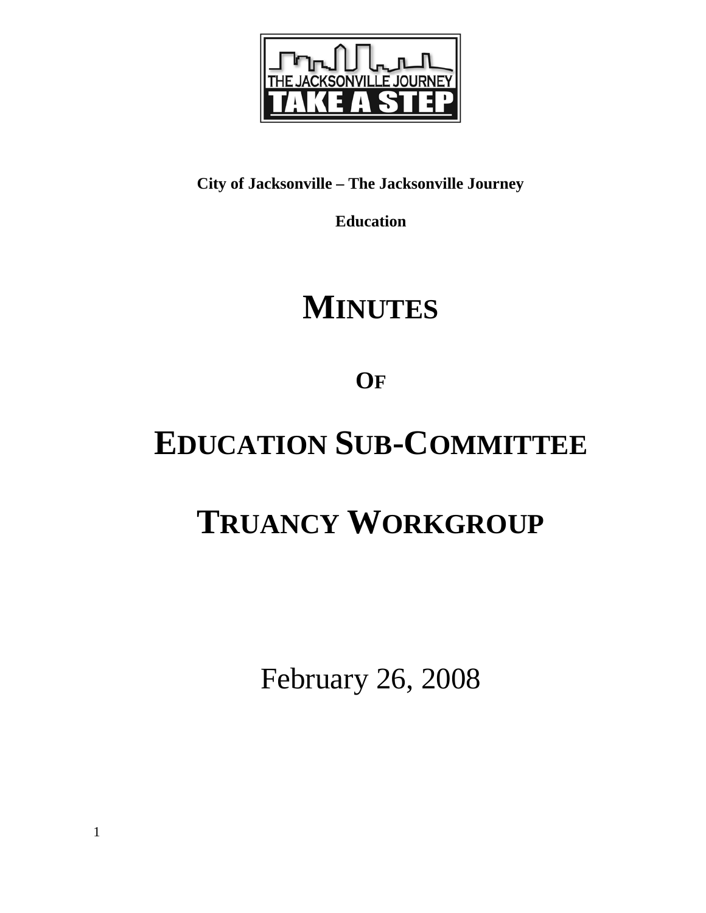THE JACKSONVILLE JOURNEY
TAKE A STEP

**City of Jacksonville – The Jacksonville Journey**

**Education**

# MINUTES

# OF

# EDUCATION SUB-COMMITTEE

# TRUANCY WORKGROUP

February 26, 2008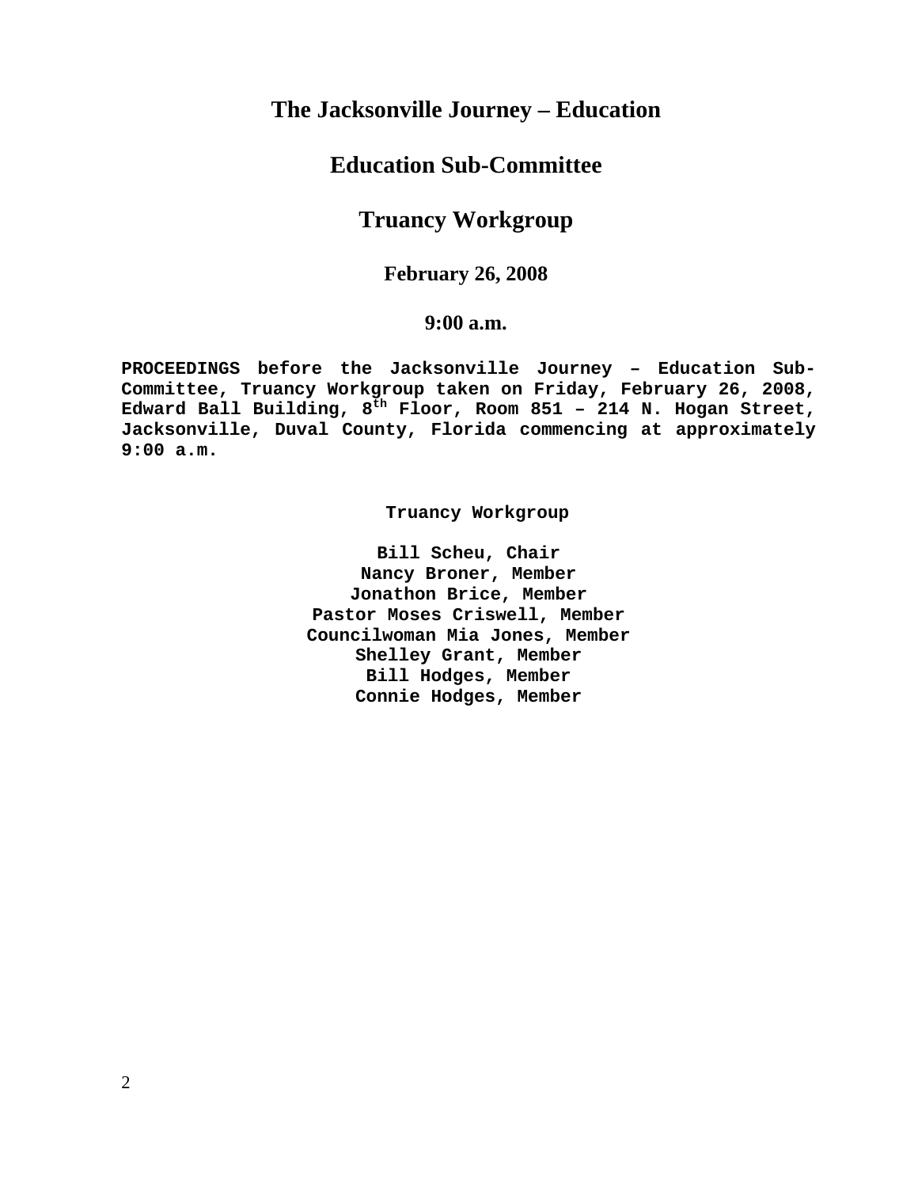# The Jacksonville Journey – Education

## Education Sub-Committee

## Truancy Workgroup

### February 26, 2008

### 9:00 a.m.

**PROCEEDINGS before the Jacksonville Journey – Education Sub-Committee, Truancy Workgroup taken on Friday, February 26, 2008, Edward Ball Building, 8th Floor, Room 851 – 214 N. Hogan Street, Jacksonville, Duval County, Florida commencing at approximately 9:00 a.m.**

**Truancy Workgroup**

**Bill Scheu, Chair**
**Nancy Broner, Member**
**Jonathon Brice, Member**
**Pastor Moses Criswell, Member**
**Councilwoman Mia Jones, Member**
**Shelley Grant, Member**
**Bill Hodges, Member**
**Connie Hodges, Member**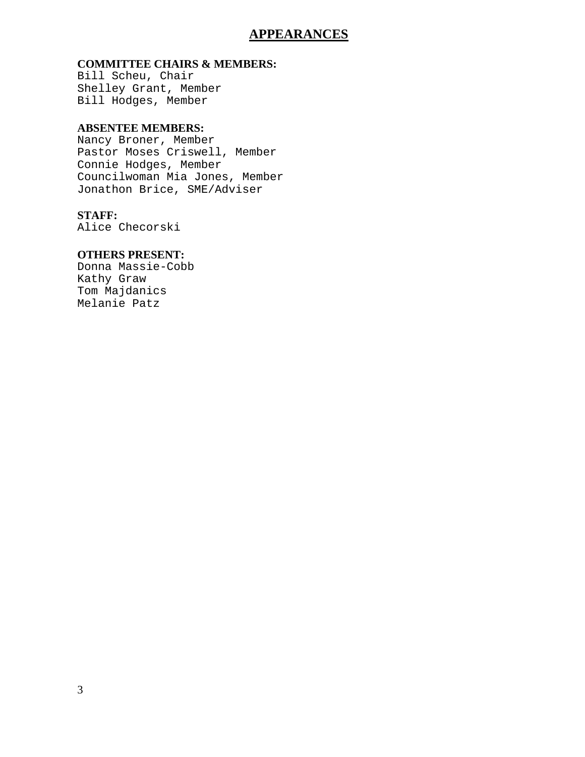# APPEARANCES

**COMMITTEE CHAIRS & MEMBERS:**
Bill Scheu, Chair
Shelley Grant, Member
Bill Hodges, Member

**ABSENTEE MEMBERS:**
Nancy Broner, Member
Pastor Moses Criswell, Member
Connie Hodges, Member
Councilwoman Mia Jones, Member
Jonathon Brice, SME/Adviser

**STAFF:**
Alice Checorski

**OTHERS PRESENT:**
Donna Massie-Cobb
Kathy Graw
Tom Majdanics
Melanie Patz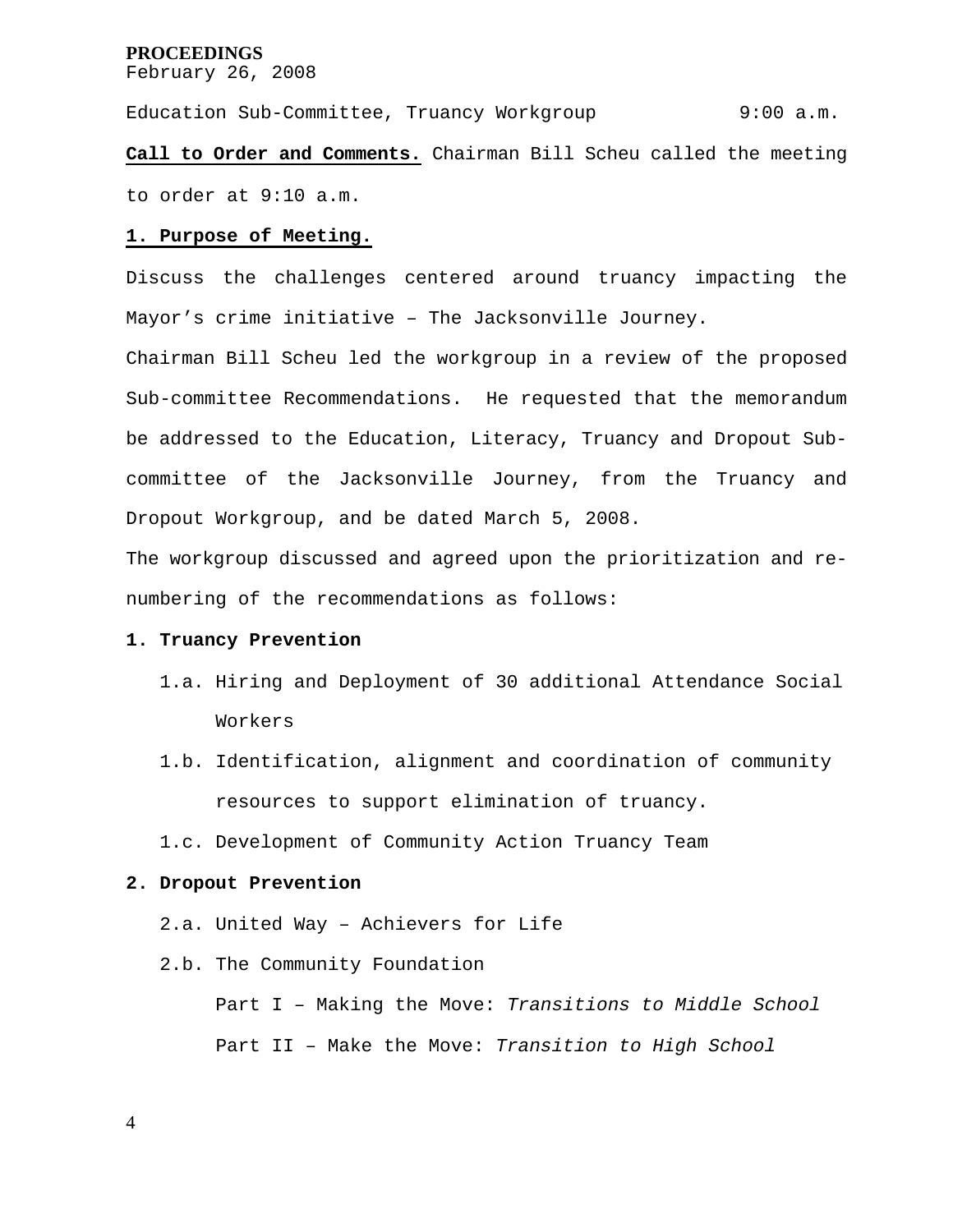**PROCEEDINGS**
February 26, 2008

Education Sub-Committee, Truancy Workgroup 9:00 a.m.

**Call to Order and Comments.** Chairman Bill Scheu called the meeting to order at 9:10 a.m.

**1. Purpose of Meeting.**

Discuss the challenges centered around truancy impacting the Mayor's crime initiative – The Jacksonville Journey.

Chairman Bill Scheu led the workgroup in a review of the proposed Sub-committee Recommendations. He requested that the memorandum be addressed to the Education, Literacy, Truancy and Dropout Sub-committee of the Jacksonville Journey, from the Truancy and Dropout Workgroup, and be dated March 5, 2008.

The workgroup discussed and agreed upon the prioritization and re-numbering of the recommendations as follows:

**1. Truancy Prevention**

- 1.a. Hiring and Deployment of 30 additional Attendance Social Workers
- 1.b. Identification, alignment and coordination of community resources to support elimination of truancy.
- 1.c. Development of Community Action Truancy Team

**2. Dropout Prevention**

- 2.a. United Way – Achievers for Life
- 2.b. The Community Foundation

  Part I – Making the Move: *Transitions to Middle School*

  Part II – Make the Move: *Transition to High School*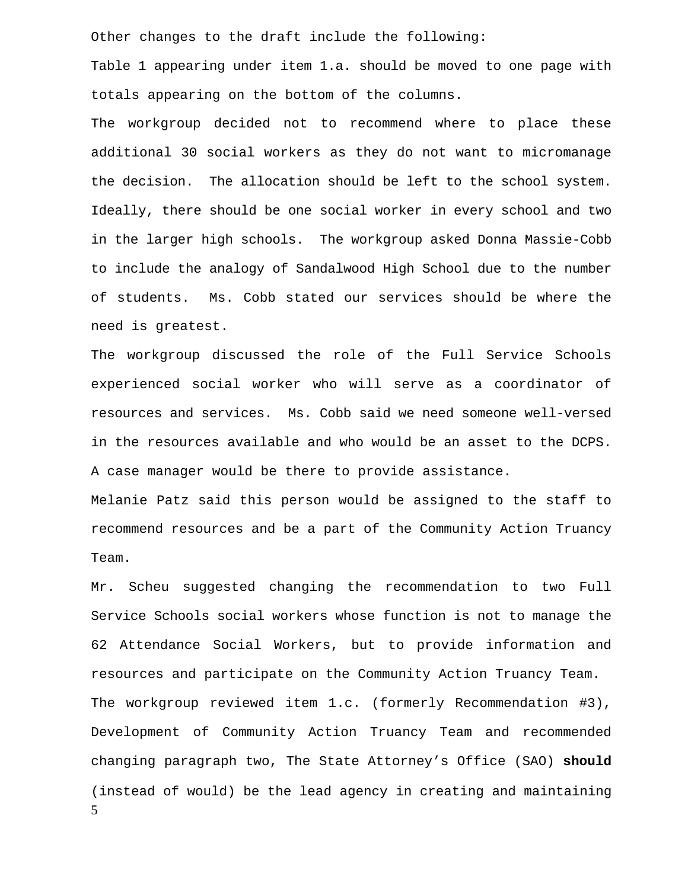Other changes to the draft include the following:

Table 1 appearing under item 1.a. should be moved to one page with totals appearing on the bottom of the columns.

The workgroup decided not to recommend where to place these additional 30 social workers as they do not want to micromanage the decision. The allocation should be left to the school system. Ideally, there should be one social worker in every school and two in the larger high schools. The workgroup asked Donna Massie-Cobb to include the analogy of Sandalwood High School due to the number of students. Ms. Cobb stated our services should be where the need is greatest.

The workgroup discussed the role of the Full Service Schools experienced social worker who will serve as a coordinator of resources and services. Ms. Cobb said we need someone well-versed in the resources available and who would be an asset to the DCPS. A case manager would be there to provide assistance.

Melanie Patz said this person would be assigned to the staff to recommend resources and be a part of the Community Action Truancy Team.

Mr. Scheu suggested changing the recommendation to two Full Service Schools social workers whose function is not to manage the 62 Attendance Social Workers, but to provide information and resources and participate on the Community Action Truancy Team.

The workgroup reviewed item 1.c. (formerly Recommendation #3), Development of Community Action Truancy Team and recommended changing paragraph two, The State Attorney's Office (SAO) **should** (instead of would) be the lead agency in creating and maintaining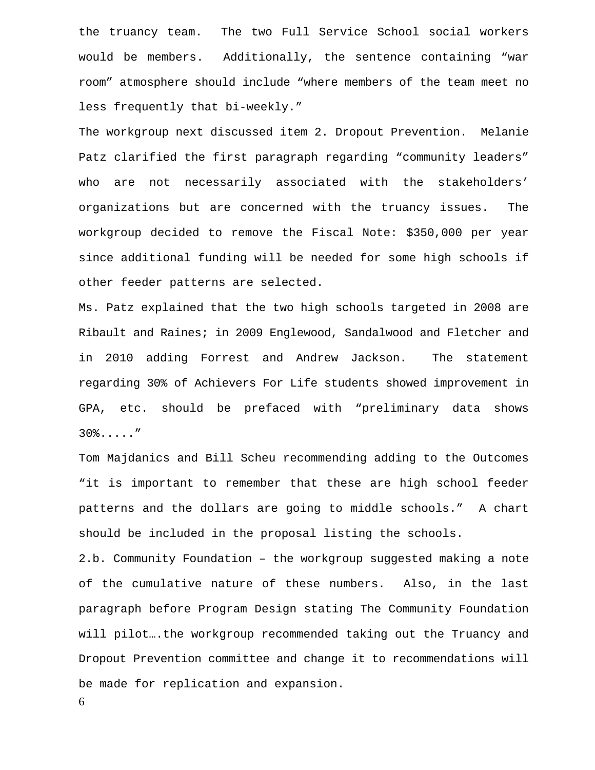the truancy team. The two Full Service School social workers would be members. Additionally, the sentence containing "war room" atmosphere should include "where members of the team meet no less frequently that bi-weekly."

The workgroup next discussed item 2. Dropout Prevention. Melanie Patz clarified the first paragraph regarding "community leaders" who are not necessarily associated with the stakeholders' organizations but are concerned with the truancy issues. The workgroup decided to remove the Fiscal Note: $350,000 per year since additional funding will be needed for some high schools if other feeder patterns are selected.

Ms. Patz explained that the two high schools targeted in 2008 are Ribault and Raines; in 2009 Englewood, Sandalwood and Fletcher and in 2010 adding Forrest and Andrew Jackson. The statement regarding 30% of Achievers For Life students showed improvement in GPA, etc. should be prefaced with "preliminary data shows 30%....."

Tom Majdanics and Bill Scheu recommending adding to the Outcomes "it is important to remember that these are high school feeder patterns and the dollars are going to middle schools." A chart should be included in the proposal listing the schools.

2.b. Community Foundation – the workgroup suggested making a note of the cumulative nature of these numbers. Also, in the last paragraph before Program Design stating The Community Foundation will pilot….the workgroup recommended taking out the Truancy and Dropout Prevention committee and change it to recommendations will be made for replication and expansion.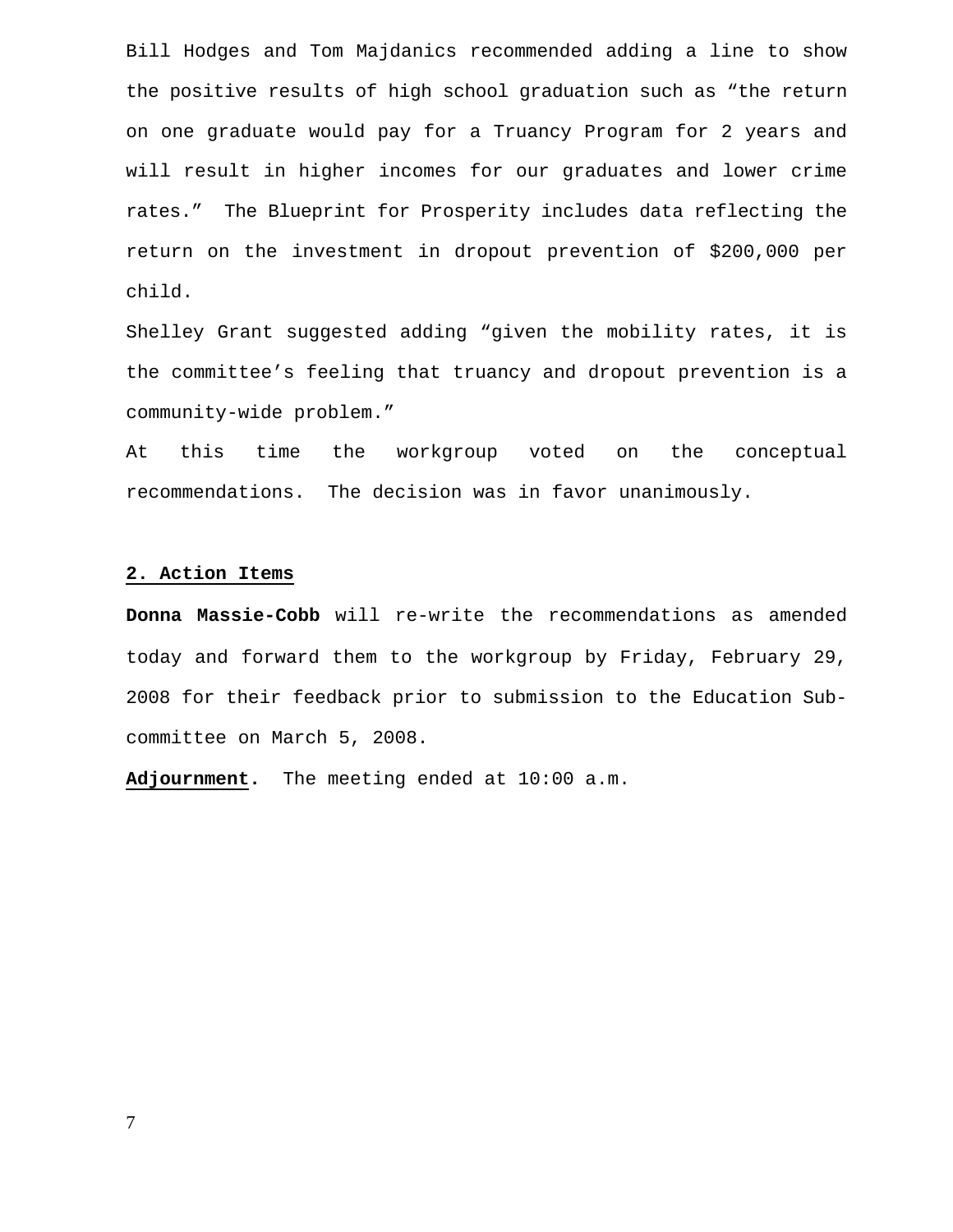Bill Hodges and Tom Majdanics recommended adding a line to show the positive results of high school graduation such as "the return on one graduate would pay for a Truancy Program for 2 years and will result in higher incomes for our graduates and lower crime rates." The Blueprint for Prosperity includes data reflecting the return on the investment in dropout prevention of $200,000 per child.

Shelley Grant suggested adding "given the mobility rates, it is the committee's feeling that truancy and dropout prevention is a community-wide problem."

At this time the workgroup voted on the conceptual recommendations. The decision was in favor unanimously.

## 2. Action Items

**Donna Massie-Cobb** will re-write the recommendations as amended today and forward them to the workgroup by Friday, February 29, 2008 for their feedback prior to submission to the Education Sub-committee on March 5, 2008.

**Adjournment.** The meeting ended at 10:00 a.m.